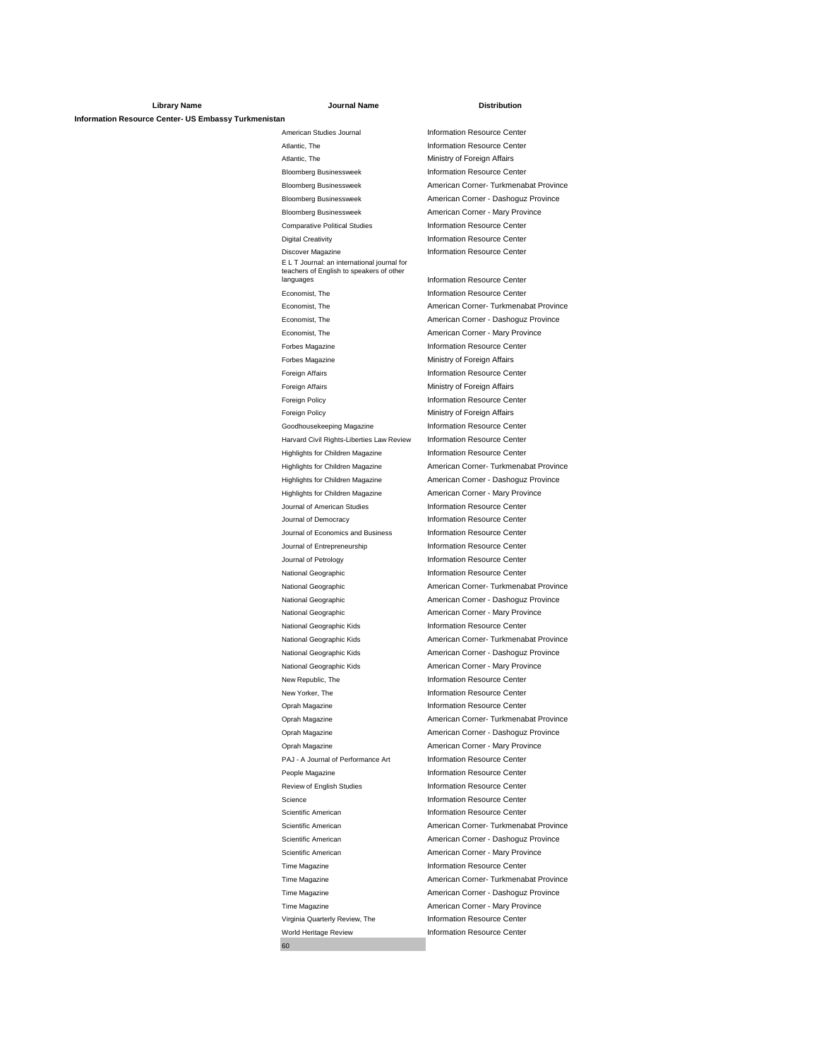| Library Name | Journal Name | Distribution |
|---|---|---|
| **Information Resource Center- US Embassy Turkmenistan** | | |
| | American Studies Journal | Information Resource Center |
| | Atlantic, The | Information Resource Center |
| | Atlantic, The | Ministry of Foreign Affairs |
| | Bloomberg Businessweek | Information Resource Center |
| | Bloomberg Businessweek | American Corner- Turkmenabat Province |
| | Bloomberg Businessweek | American Corner - Dashoguz Province |
| | Bloomberg Businessweek | American Corner - Mary Province |
| | Comparative Political Studies | Information Resource Center |
| | Digital Creativity | Information Resource Center |
| | Discover Magazine | Information Resource Center |
| | E L T Journal: an international journal for teachers of English to speakers of other languages | Information Resource Center |
| | Economist, The | Information Resource Center |
| | Economist, The | American Corner- Turkmenabat Province |
| | Economist, The | American Corner - Dashoguz Province |
| | Economist, The | American Corner - Mary Province |
| | Forbes Magazine | Information Resource Center |
| | Forbes Magazine | Ministry of Foreign Affairs |
| | Foreign Affairs | Information Resource Center |
| | Foreign Affairs | Ministry of Foreign Affairs |
| | Foreign Policy | Information Resource Center |
| | Foreign Policy | Ministry of Foreign Affairs |
| | Goodhousekeeping Magazine | Information Resource Center |
| | Harvard Civil Rights-Liberties Law Review | Information Resource Center |
| | Highlights for Children Magazine | Information Resource Center |
| | Highlights for Children Magazine | American Corner- Turkmenabat Province |
| | Highlights for Children Magazine | American Corner - Dashoguz Province |
| | Highlights for Children Magazine | American Corner - Mary Province |
| | Journal of American Studies | Information Resource Center |
| | Journal of Democracy | Information Resource Center |
| | Journal of Economics and Business | Information Resource Center |
| | Journal of Entrepreneurship | Information Resource Center |
| | Journal of Petrology | Information Resource Center |
| | National Geographic | Information Resource Center |
| | National Geographic | American Corner- Turkmenabat Province |
| | National Geographic | American Corner - Dashoguz Province |
| | National Geographic | American Corner - Mary Province |
| | National Geographic Kids | Information Resource Center |
| | National Geographic Kids | American Corner- Turkmenabat Province |
| | National Geographic Kids | American Corner - Dashoguz Province |
| | National Geographic Kids | American Corner - Mary Province |
| | New Republic, The | Information Resource Center |
| | New Yorker, The | Information Resource Center |
| | Oprah Magazine | Information Resource Center |
| | Oprah Magazine | American Corner- Turkmenabat Province |
| | Oprah Magazine | American Corner - Dashoguz Province |
| | Oprah Magazine | American Corner - Mary Province |
| | PAJ - A Journal of Performance Art | Information Resource Center |
| | People Magazine | Information Resource Center |
| | Review of English Studies | Information Resource Center |
| | Science | Information Resource Center |
| | Scientific American | Information Resource Center |
| | Scientific American | American Corner- Turkmenabat Province |
| | Scientific American | American Corner - Dashoguz Province |
| | Scientific American | American Corner - Mary Province |
| | Time Magazine | Information Resource Center |
| | Time Magazine | American Corner- Turkmenabat Province |
| | Time Magazine | American Corner - Dashoguz Province |
| | Time Magazine | American Corner - Mary Province |
| | Virginia Quarterly Review, The | Information Resource Center |
| | World Heritage Review | Information Resource Center |
| | 60 | |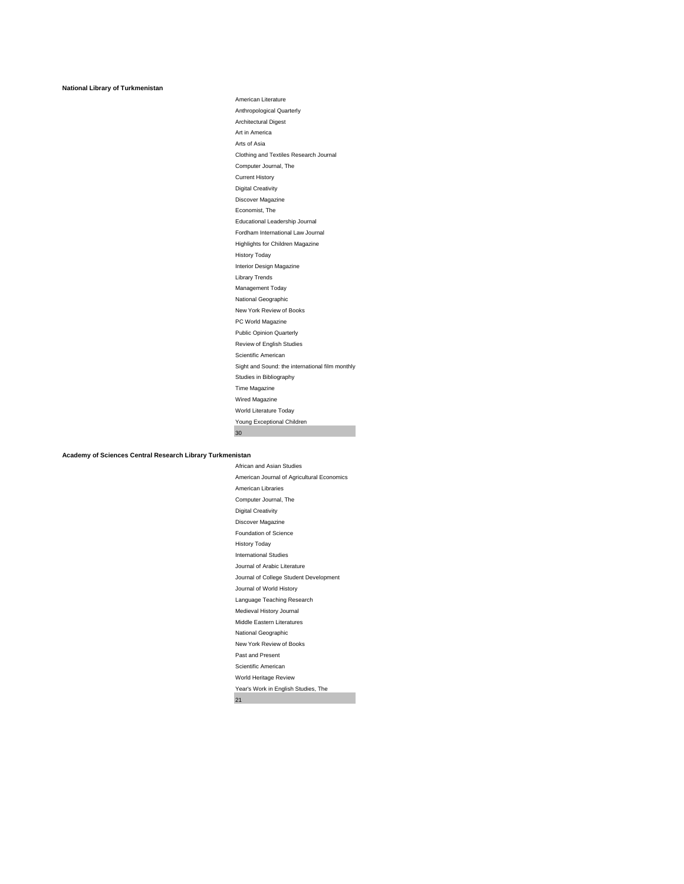**National Library of Turkmenistan**

American Literature
Anthropological Quarterly
Architectural Digest
Art in America
Arts of Asia
Clothing and Textiles Research Journal
Computer Journal, The
Current History
Digital Creativity
Discover Magazine
Economist, The
Educational Leadership Journal
Fordham International Law Journal
Highlights for Children Magazine
History Today
Interior Design Magazine
Library Trends
Management Today
National Geographic
New York Review of Books
PC World Magazine
Public Opinion Quarterly
Review of English Studies
Scientific American
Sight and Sound: the international film monthly
Studies in Bibliography
Time Magazine
Wired Magazine
World Literature Today
Young Exceptional Children
30

**Academy of Sciences Central Research Library Turkmenistan**

African and Asian Studies
American Journal of Agricultural Economics
American Libraries
Computer Journal, The
Digital Creativity
Discover Magazine
Foundation of Science
History Today
International Studies
Journal of Arabic Literature
Journal of College Student Development
Journal of World History
Language Teaching Research
Medieval History Journal
Middle Eastern Literatures
National Geographic
New York Review of Books
Past and Present
Scientific American
World Heritage Review
Year's Work in English Studies, The
21